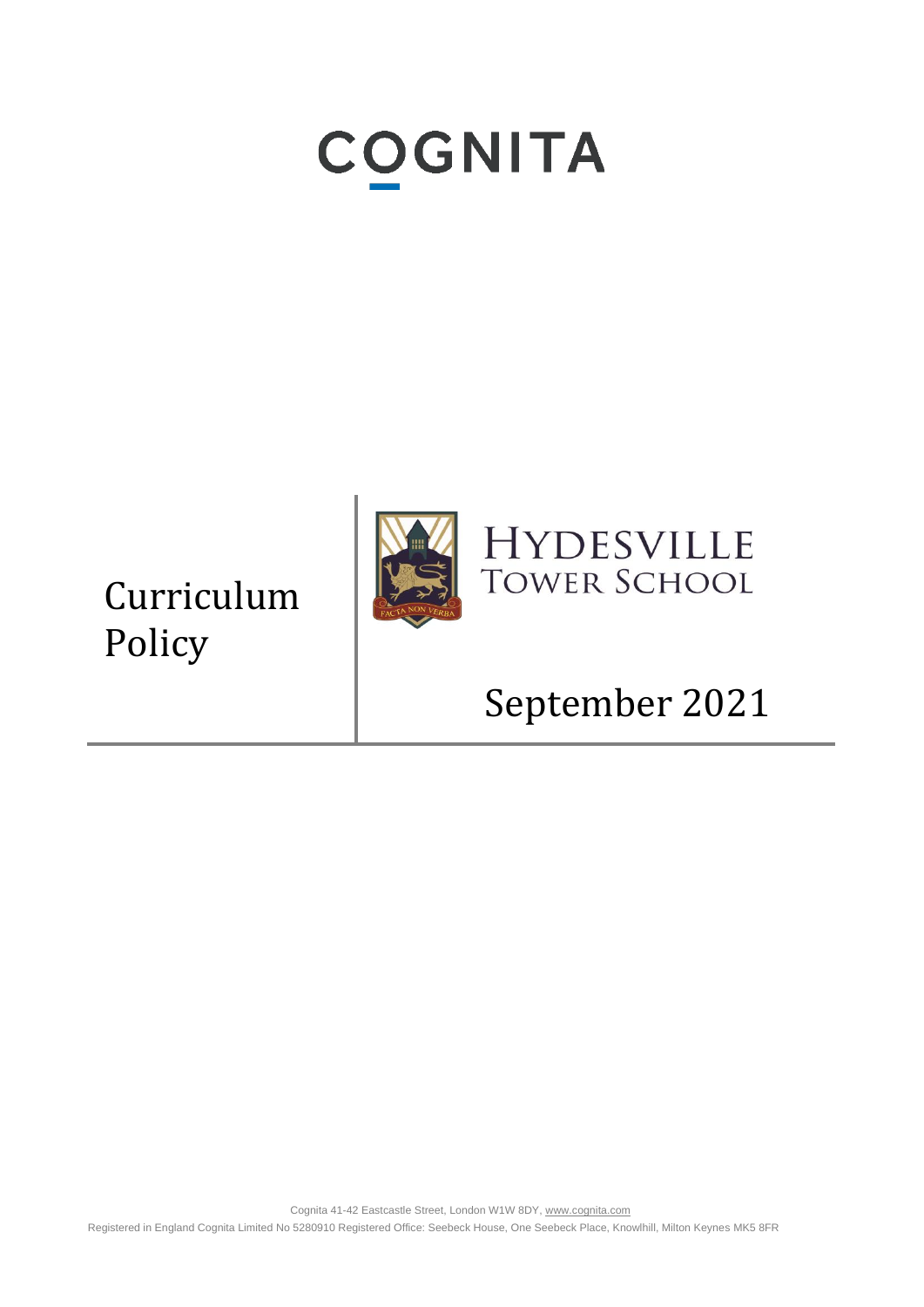COGNITA

# Curriculum Policy

HYDESVILLE TOWER SCHOOL

FACTA NON VERBA

September 2021

Cognita 41-42 Eastcastle Street, London W1W 8DY, www.cognita.com

Registered in England Cognita Limited No 5280910 Registered Office: Seebeck House, One Seebeck Place, Knowlhill, Milton Keynes MK5 8FR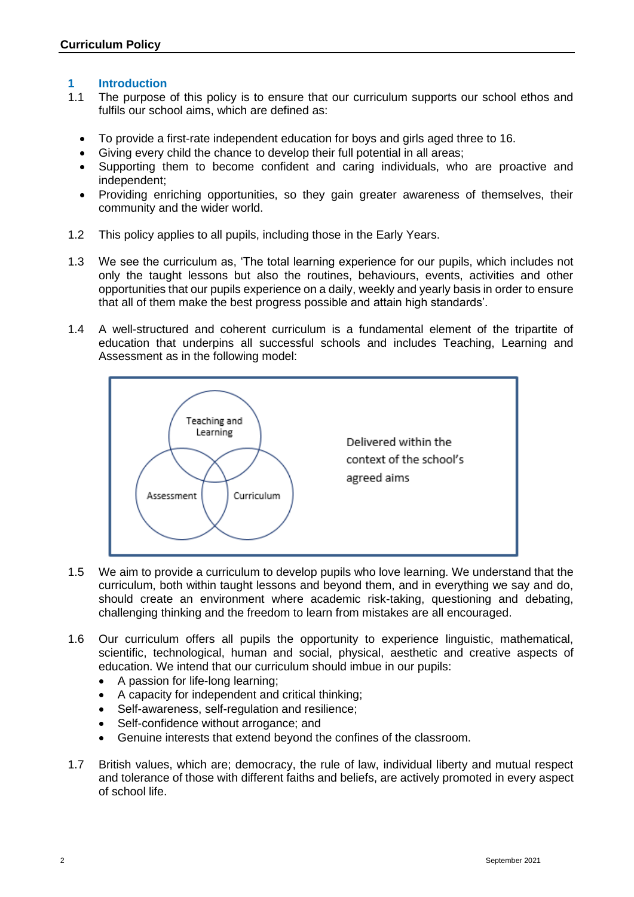## 1 Introduction

1.1 The purpose of this policy is to ensure that our curriculum supports our school ethos and fulfils our school aims, which are defined as:

- To provide a first-rate independent education for boys and girls aged three to 16.
- Giving every child the chance to develop their full potential in all areas;
- Supporting them to become confident and caring individuals, who are proactive and independent;
- Providing enriching opportunities, so they gain greater awareness of themselves, their community and the wider world.

1.2 This policy applies to all pupils, including those in the Early Years.

1.3 We see the curriculum as, 'The total learning experience for our pupils, which includes not only the taught lessons but also the routines, behaviours, events, activities and other opportunities that our pupils experience on a daily, weekly and yearly basis in order to ensure that all of them make the best progress possible and attain high standards'.

1.4 A well-structured and coherent curriculum is a fundamental element of the tripartite of education that underpins all successful schools and includes Teaching, Learning and Assessment as in the following model:

Teaching and Learning

Assessment

Curriculum

Delivered within the context of the school's agreed aims

1.5 We aim to provide a curriculum to develop pupils who love learning. We understand that the curriculum, both within taught lessons and beyond them, and in everything we say and do, should create an environment where academic risk-taking, questioning and debating, challenging thinking and the freedom to learn from mistakes are all encouraged.

1.6 Our curriculum offers all pupils the opportunity to experience linguistic, mathematical, scientific, technological, human and social, physical, aesthetic and creative aspects of education. We intend that our curriculum should imbue in our pupils:

- A passion for life-long learning;
- A capacity for independent and critical thinking;
- Self-awareness, self-regulation and resilience;
- Self-confidence without arrogance; and
- Genuine interests that extend beyond the confines of the classroom.

1.7 British values, which are; democracy, the rule of law, individual liberty and mutual respect and tolerance of those with different faiths and beliefs, are actively promoted in every aspect of school life.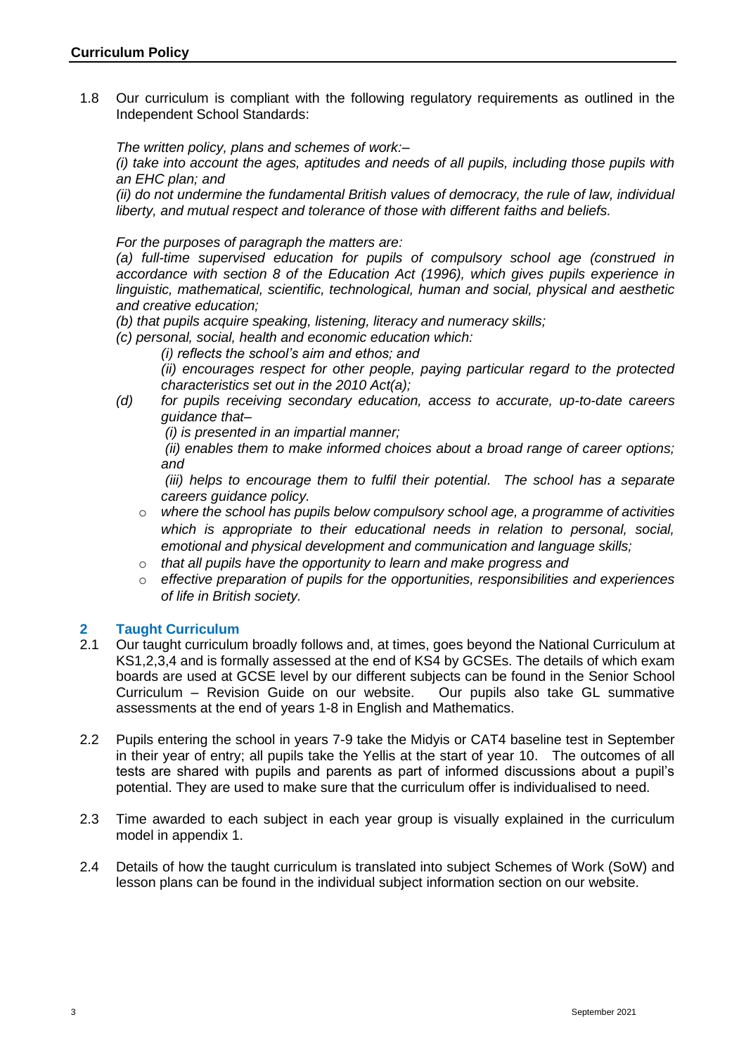1.8 Our curriculum is compliant with the following regulatory requirements as outlined in the Independent School Standards:

*The written policy, plans and schemes of work:–*

*(i) take into account the ages, aptitudes and needs of all pupils, including those pupils with an EHC plan; and*

*(ii) do not undermine the fundamental British values of democracy, the rule of law, individual liberty, and mutual respect and tolerance of those with different faiths and beliefs.*

*For the purposes of paragraph the matters are:*

*(a) full-time supervised education for pupils of compulsory school age (construed in accordance with section 8 of the Education Act (1996), which gives pupils experience in linguistic, mathematical, scientific, technological, human and social, physical and aesthetic and creative education;*

*(b) that pupils acquire speaking, listening, literacy and numeracy skills;*

*(c) personal, social, health and economic education which:*

*(i) reflects the school's aim and ethos; and*

*(ii) encourages respect for other people, paying particular regard to the protected characteristics set out in the 2010 Act(a);*

*(d) for pupils receiving secondary education, access to accurate, up-to-date careers guidance that–*

*(i) is presented in an impartial manner;*

*(ii) enables them to make informed choices about a broad range of career options; and*

*(iii) helps to encourage them to fulfil their potential. The school has a separate careers guidance policy.*

- *where the school has pupils below compulsory school age, a programme of activities which is appropriate to their educational needs in relation to personal, social, emotional and physical development and communication and language skills;*
- *that all pupils have the opportunity to learn and make progress and*
- *effective preparation of pupils for the opportunities, responsibilities and experiences of life in British society.*

## 2 Taught Curriculum

2.1 Our taught curriculum broadly follows and, at times, goes beyond the National Curriculum at KS1,2,3,4 and is formally assessed at the end of KS4 by GCSEs. The details of which exam boards are used at GCSE level by our different subjects can be found in the Senior School Curriculum – Revision Guide on our website. Our pupils also take GL summative assessments at the end of years 1-8 in English and Mathematics.

2.2 Pupils entering the school in years 7-9 take the Midyis or CAT4 baseline test in September in their year of entry; all pupils take the Yellis at the start of year 10. The outcomes of all tests are shared with pupils and parents as part of informed discussions about a pupil's potential. They are used to make sure that the curriculum offer is individualised to need.

2.3 Time awarded to each subject in each year group is visually explained in the curriculum model in appendix 1.

2.4 Details of how the taught curriculum is translated into subject Schemes of Work (SoW) and lesson plans can be found in the individual subject information section on our website.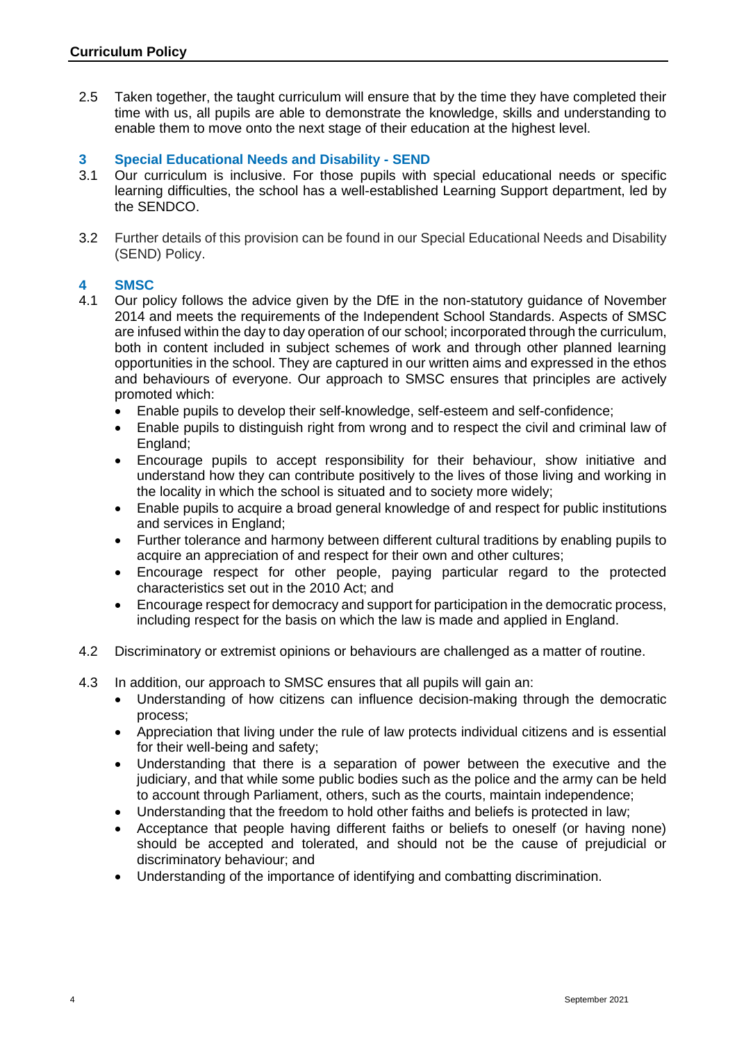2.5 Taken together, the taught curriculum will ensure that by the time they have completed their time with us, all pupils are able to demonstrate the knowledge, skills and understanding to enable them to move onto the next stage of their education at the highest level.

## 3 Special Educational Needs and Disability - SEND

3.1 Our curriculum is inclusive. For those pupils with special educational needs or specific learning difficulties, the school has a well-established Learning Support department, led by the SENDCO.

3.2 Further details of this provision can be found in our Special Educational Needs and Disability (SEND) Policy.

## 4 SMSC

4.1 Our policy follows the advice given by the DfE in the non-statutory guidance of November 2014 and meets the requirements of the Independent School Standards. Aspects of SMSC are infused within the day to day operation of our school; incorporated through the curriculum, both in content included in subject schemes of work and through other planned learning opportunities in the school. They are captured in our written aims and expressed in the ethos and behaviours of everyone. Our approach to SMSC ensures that principles are actively promoted which:

- Enable pupils to develop their self-knowledge, self-esteem and self-confidence;
- Enable pupils to distinguish right from wrong and to respect the civil and criminal law of England;
- Encourage pupils to accept responsibility for their behaviour, show initiative and understand how they can contribute positively to the lives of those living and working in the locality in which the school is situated and to society more widely;
- Enable pupils to acquire a broad general knowledge of and respect for public institutions and services in England;
- Further tolerance and harmony between different cultural traditions by enabling pupils to acquire an appreciation of and respect for their own and other cultures;
- Encourage respect for other people, paying particular regard to the protected characteristics set out in the 2010 Act; and
- Encourage respect for democracy and support for participation in the democratic process, including respect for the basis on which the law is made and applied in England.

4.2 Discriminatory or extremist opinions or behaviours are challenged as a matter of routine.

4.3 In addition, our approach to SMSC ensures that all pupils will gain an:

- Understanding of how citizens can influence decision-making through the democratic process;
- Appreciation that living under the rule of law protects individual citizens and is essential for their well-being and safety;
- Understanding that there is a separation of power between the executive and the judiciary, and that while some public bodies such as the police and the army can be held to account through Parliament, others, such as the courts, maintain independence;
- Understanding that the freedom to hold other faiths and beliefs is protected in law;
- Acceptance that people having different faiths or beliefs to oneself (or having none) should be accepted and tolerated, and should not be the cause of prejudicial or discriminatory behaviour; and
- Understanding of the importance of identifying and combatting discrimination.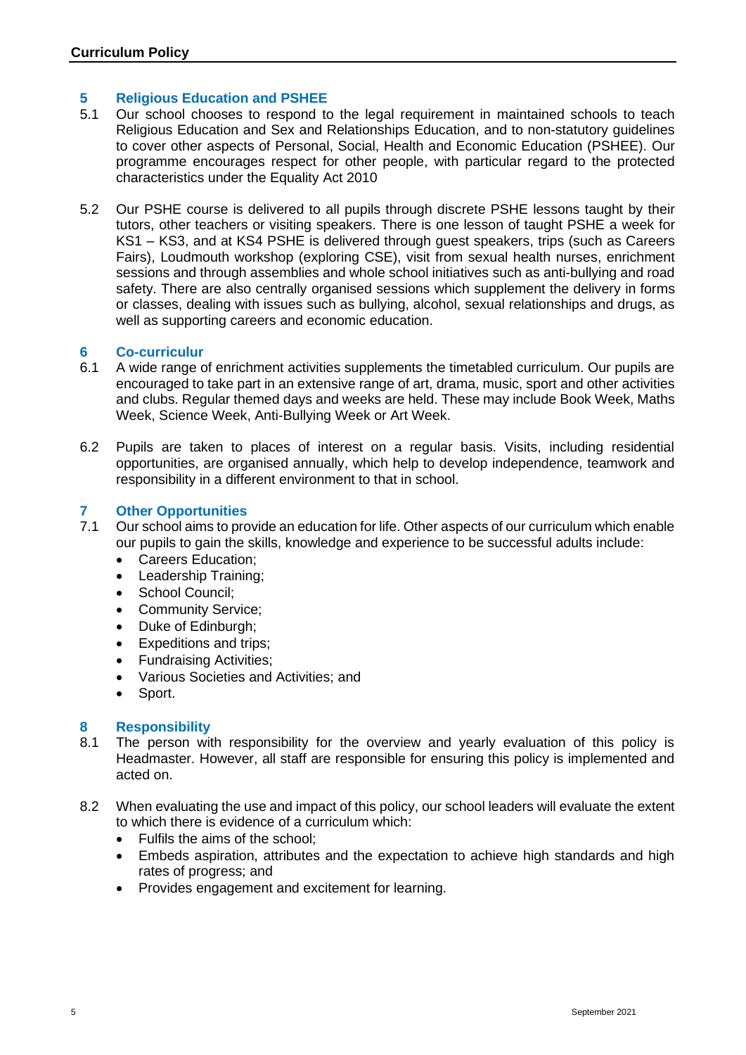## 5 Religious Education and PSHEE

5.1 Our school chooses to respond to the legal requirement in maintained schools to teach Religious Education and Sex and Relationships Education, and to non-statutory guidelines to cover other aspects of Personal, Social, Health and Economic Education (PSHEE). Our programme encourages respect for other people, with particular regard to the protected characteristics under the Equality Act 2010

5.2 Our PSHE course is delivered to all pupils through discrete PSHE lessons taught by their tutors, other teachers or visiting speakers. There is one lesson of taught PSHE a week for KS1 – KS3, and at KS4 PSHE is delivered through guest speakers, trips (such as Careers Fairs), Loudmouth workshop (exploring CSE), visit from sexual health nurses, enrichment sessions and through assemblies and whole school initiatives such as anti-bullying and road safety. There are also centrally organised sessions which supplement the delivery in forms or classes, dealing with issues such as bullying, alcohol, sexual relationships and drugs, as well as supporting careers and economic education.

## 6 Co-curricular

6.1 A wide range of enrichment activities supplements the timetabled curriculum. Our pupils are encouraged to take part in an extensive range of art, drama, music, sport and other activities and clubs. Regular themed days and weeks are held. These may include Book Week, Maths Week, Science Week, Anti-Bullying Week or Art Week.

6.2 Pupils are taken to places of interest on a regular basis. Visits, including residential opportunities, are organised annually, which help to develop independence, teamwork and responsibility in a different environment to that in school.

## 7 Other Opportunities

7.1 Our school aims to provide an education for life. Other aspects of our curriculum which enable our pupils to gain the skills, knowledge and experience to be successful adults include:

- Careers Education;
- Leadership Training;
- School Council;
- Community Service;
- Duke of Edinburgh;
- Expeditions and trips;
- Fundraising Activities;
- Various Societies and Activities; and
- Sport.

## 8 Responsibility

8.1 The person with responsibility for the overview and yearly evaluation of this policy is Headmaster. However, all staff are responsible for ensuring this policy is implemented and acted on.

8.2 When evaluating the use and impact of this policy, our school leaders will evaluate the extent to which there is evidence of a curriculum which:

- Fulfils the aims of the school;
- Embeds aspiration, attributes and the expectation to achieve high standards and high rates of progress; and
- Provides engagement and excitement for learning.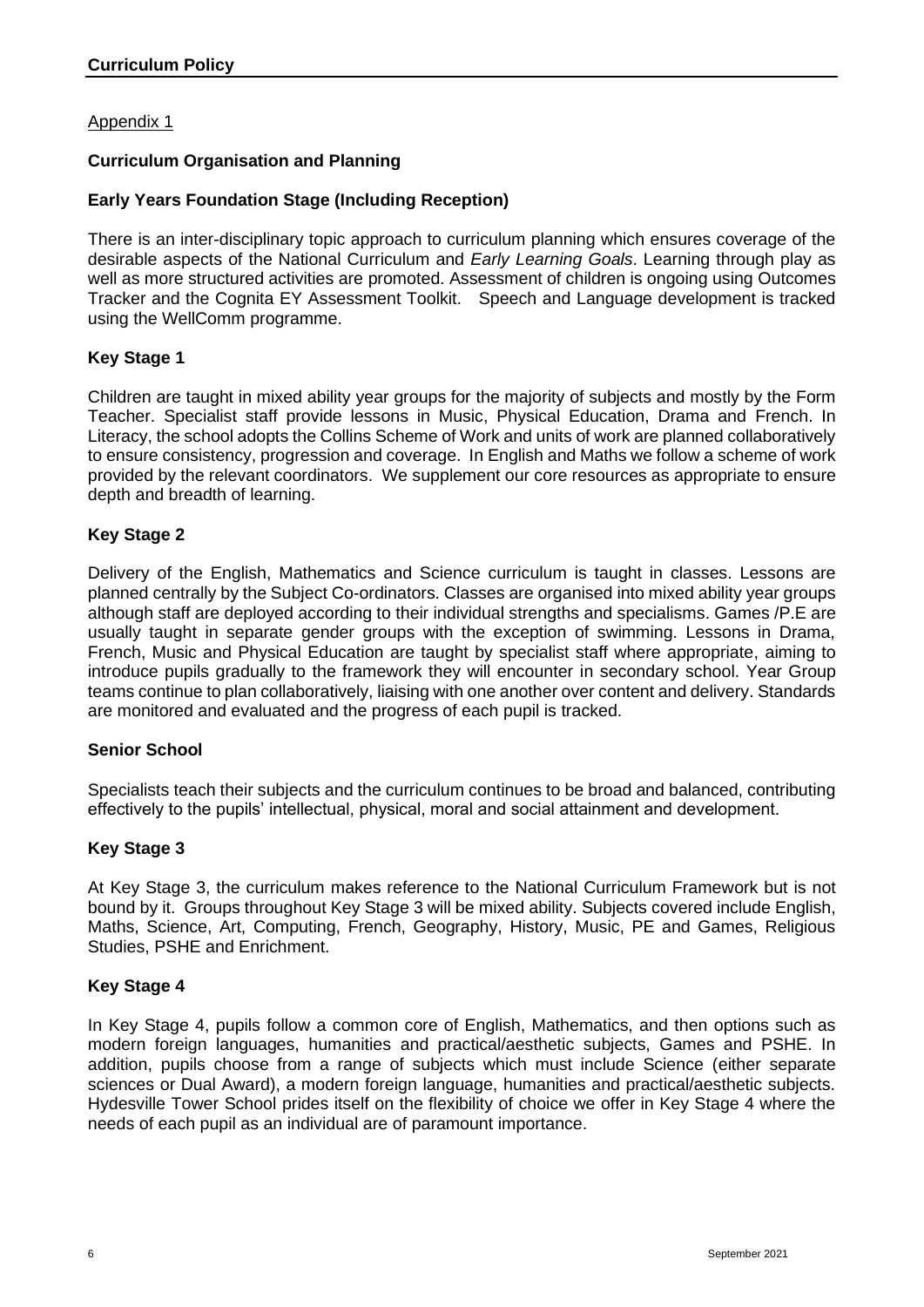Appendix 1

**Curriculum Organisation and Planning**

**Early Years Foundation Stage (Including Reception)**

There is an inter-disciplinary topic approach to curriculum planning which ensures coverage of the desirable aspects of the National Curriculum and *Early Learning Goals*. Learning through play as well as more structured activities are promoted. Assessment of children is ongoing using Outcomes Tracker and the Cognita EY Assessment Toolkit. Speech and Language development is tracked using the WellComm programme.

**Key Stage 1**

Children are taught in mixed ability year groups for the majority of subjects and mostly by the Form Teacher. Specialist staff provide lessons in Music, Physical Education, Drama and French. In Literacy, the school adopts the Collins Scheme of Work and units of work are planned collaboratively to ensure consistency, progression and coverage. In English and Maths we follow a scheme of work provided by the relevant coordinators. We supplement our core resources as appropriate to ensure depth and breadth of learning.

**Key Stage 2**

Delivery of the English, Mathematics and Science curriculum is taught in classes. Lessons are planned centrally by the Subject Co-ordinators. Classes are organised into mixed ability year groups although staff are deployed according to their individual strengths and specialisms. Games /P.E are usually taught in separate gender groups with the exception of swimming. Lessons in Drama, French, Music and Physical Education are taught by specialist staff where appropriate, aiming to introduce pupils gradually to the framework they will encounter in secondary school. Year Group teams continue to plan collaboratively, liaising with one another over content and delivery. Standards are monitored and evaluated and the progress of each pupil is tracked.

**Senior School**

Specialists teach their subjects and the curriculum continues to be broad and balanced, contributing effectively to the pupils' intellectual, physical, moral and social attainment and development.

**Key Stage 3**

At Key Stage 3, the curriculum makes reference to the National Curriculum Framework but is not bound by it. Groups throughout Key Stage 3 will be mixed ability. Subjects covered include English, Maths, Science, Art, Computing, French, Geography, History, Music, PE and Games, Religious Studies, PSHE and Enrichment.

**Key Stage 4**

In Key Stage 4, pupils follow a common core of English, Mathematics, and then options such as modern foreign languages, humanities and practical/aesthetic subjects, Games and PSHE. In addition, pupils choose from a range of subjects which must include Science (either separate sciences or Dual Award), a modern foreign language, humanities and practical/aesthetic subjects. Hydesville Tower School prides itself on the flexibility of choice we offer in Key Stage 4 where the needs of each pupil as an individual are of paramount importance.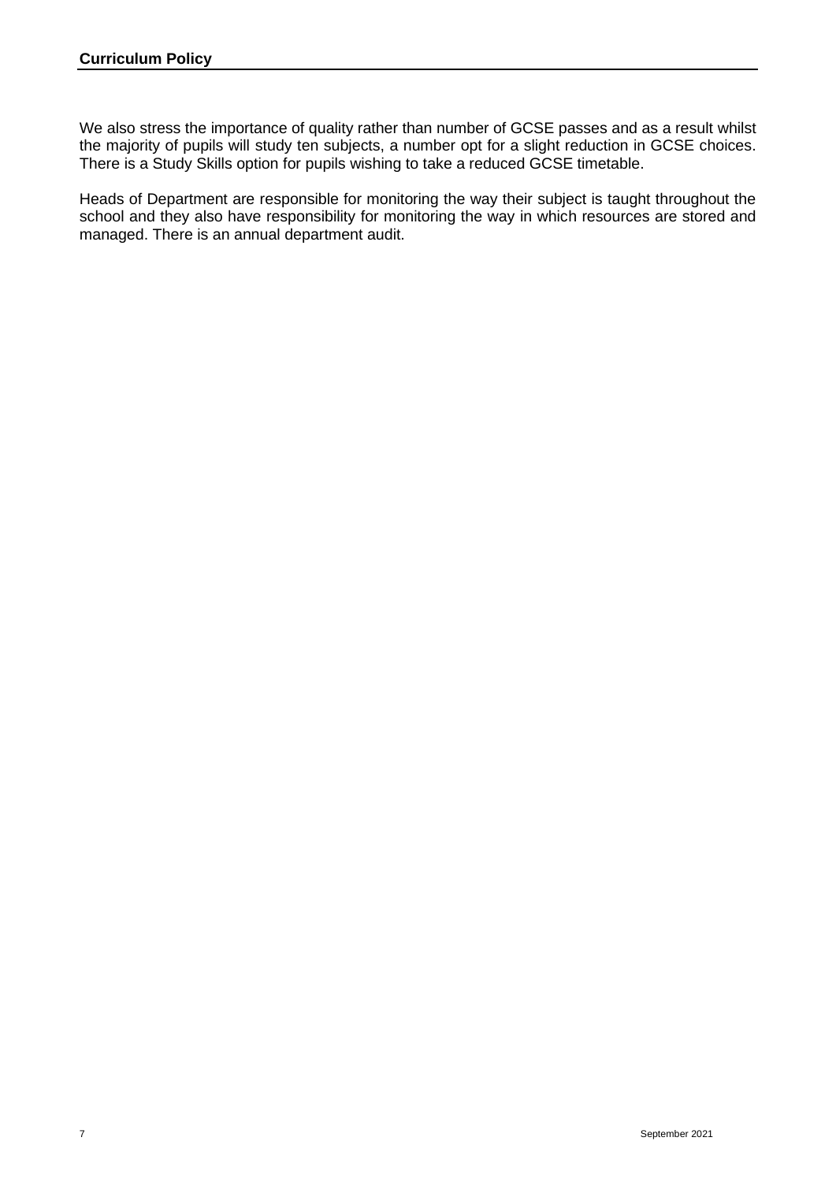We also stress the importance of quality rather than number of GCSE passes and as a result whilst the majority of pupils will study ten subjects, a number opt for a slight reduction in GCSE choices. There is a Study Skills option for pupils wishing to take a reduced GCSE timetable.

Heads of Department are responsible for monitoring the way their subject is taught throughout the school and they also have responsibility for monitoring the way in which resources are stored and managed. There is an annual department audit.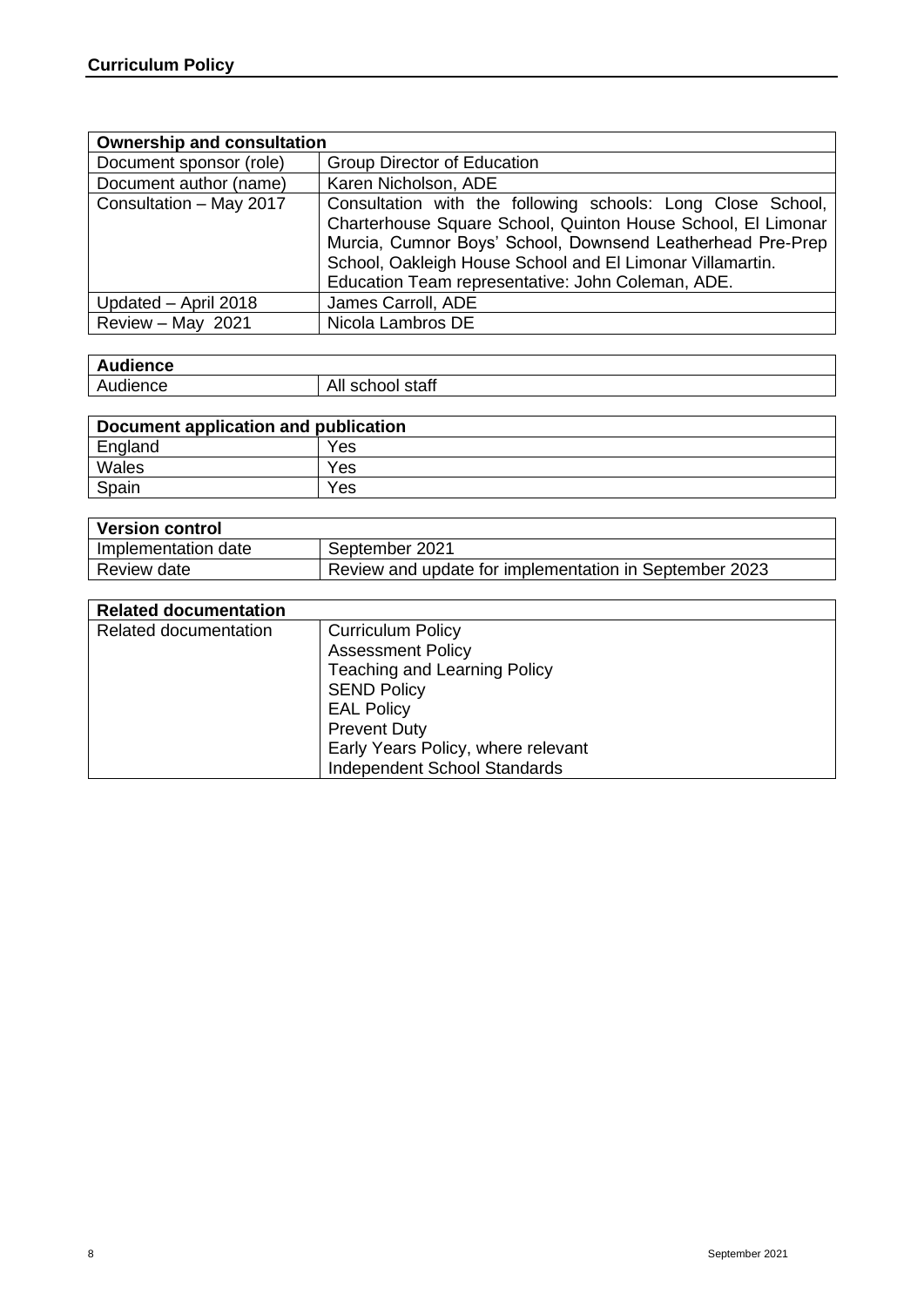**Curriculum Policy**

| Ownership and consultation | |
|---|---|
| Document sponsor (role) | Group Director of Education |
| Document author (name) | Karen Nicholson, ADE |
| Consultation – May 2017 | Consultation with the following schools: Long Close School, Charterhouse Square School, Quinton House School, El Limonar Murcia, Cumnor Boys' School, Downsend Leatherhead Pre-Prep School, Oakleigh House School and El Limonar Villamartin. Education Team representative: John Coleman, ADE. |
| Updated – April 2018 | James Carroll, ADE |
| Review – May 2021 | Nicola Lambros DE |

| Audience | |
|---|---|
| Audience | All school staff |

| Document application and publication | |
|---|---|
| England | Yes |
| Wales | Yes |
| Spain | Yes |

| Version control | |
|---|---|
| Implementation date | September 2021 |
| Review date | Review and update for implementation in September 2023 |

| Related documentation | |
|---|---|
| Related documentation | Curriculum Policy<br>Assessment Policy<br>Teaching and Learning Policy<br>SEND Policy<br>EAL Policy<br>Prevent Duty<br>Early Years Policy, where relevant<br>Independent School Standards |